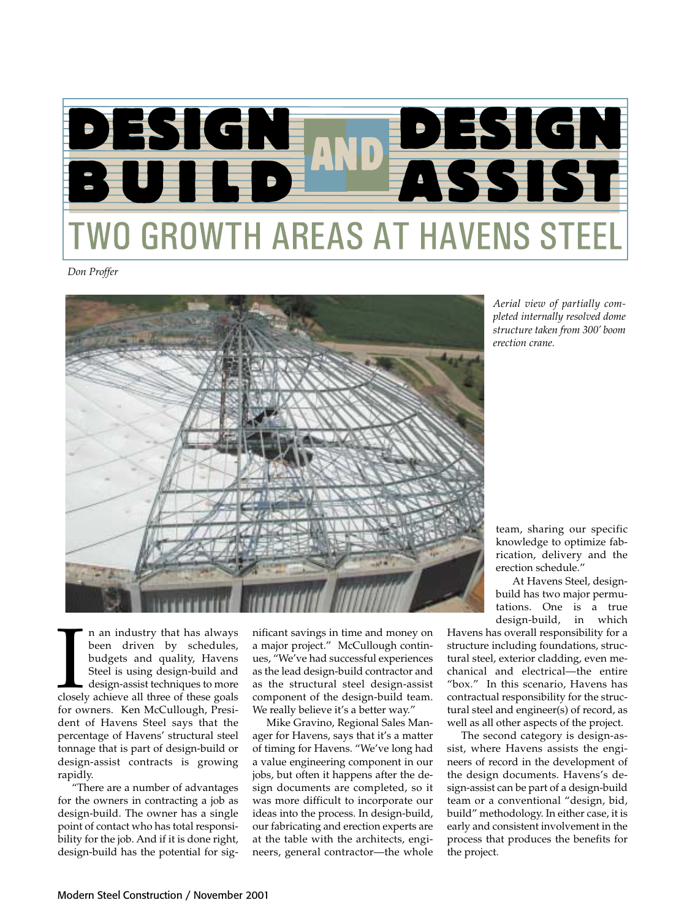# DESIGN BUILD AND DESIGN ASSIST

## TWO GROWTH AREAS AT HAVENS STEEL

*Don Proffer*

*Aerial view of partially completed internally resolved dome structure taken from 300′ boom erection crane.*

In an industry that has always been driven by schedules, budgets and quality, Havens Steel is using design-build and design-assist techniques to more closely achieve all three of these goals for owners. Ken McCullough, President of Havens Steel says that the percentage of Havens' structural steel tonnage that is part of design-build or design-assist contracts is growing rapidly.

"There are a number of advantages for the owners in contracting a job as design-build. The owner has a single point of contact who has total responsibility for the job. And if it is done right, design-build has the potential for significant savings in time and money on a major project." McCullough continues, "We've had successful experiences as the lead design-build contractor and as the structural steel design-assist component of the design-build team. We really believe it's a better way."

Mike Gravino, Regional Sales Manager for Havens, says that it's a matter of timing for Havens. "We've long had a value engineering component in our jobs, but often it happens after the design documents are completed, so it was more difficult to incorporate our ideas into the process. In design-build, our fabricating and erection experts are at the table with the architects, engineers, general contractor—the whole team, sharing our specific knowledge to optimize fabrication, delivery and the erection schedule."

At Havens Steel, design-build has two major permutations. One is a true design-build, in which Havens has overall responsibility for a structure including foundations, structural steel, exterior cladding, even mechanical and electrical—the entire "box." In this scenario, Havens has contractual responsibility for the structural steel and engineer(s) of record, as well as all other aspects of the project.

The second category is design-assist, where Havens assists the engineers of record in the development of the design documents. Havens's design-assist can be part of a design-build team or a conventional "design, bid, build" methodology. In either case, it is early and consistent involvement in the process that produces the benefits for the project.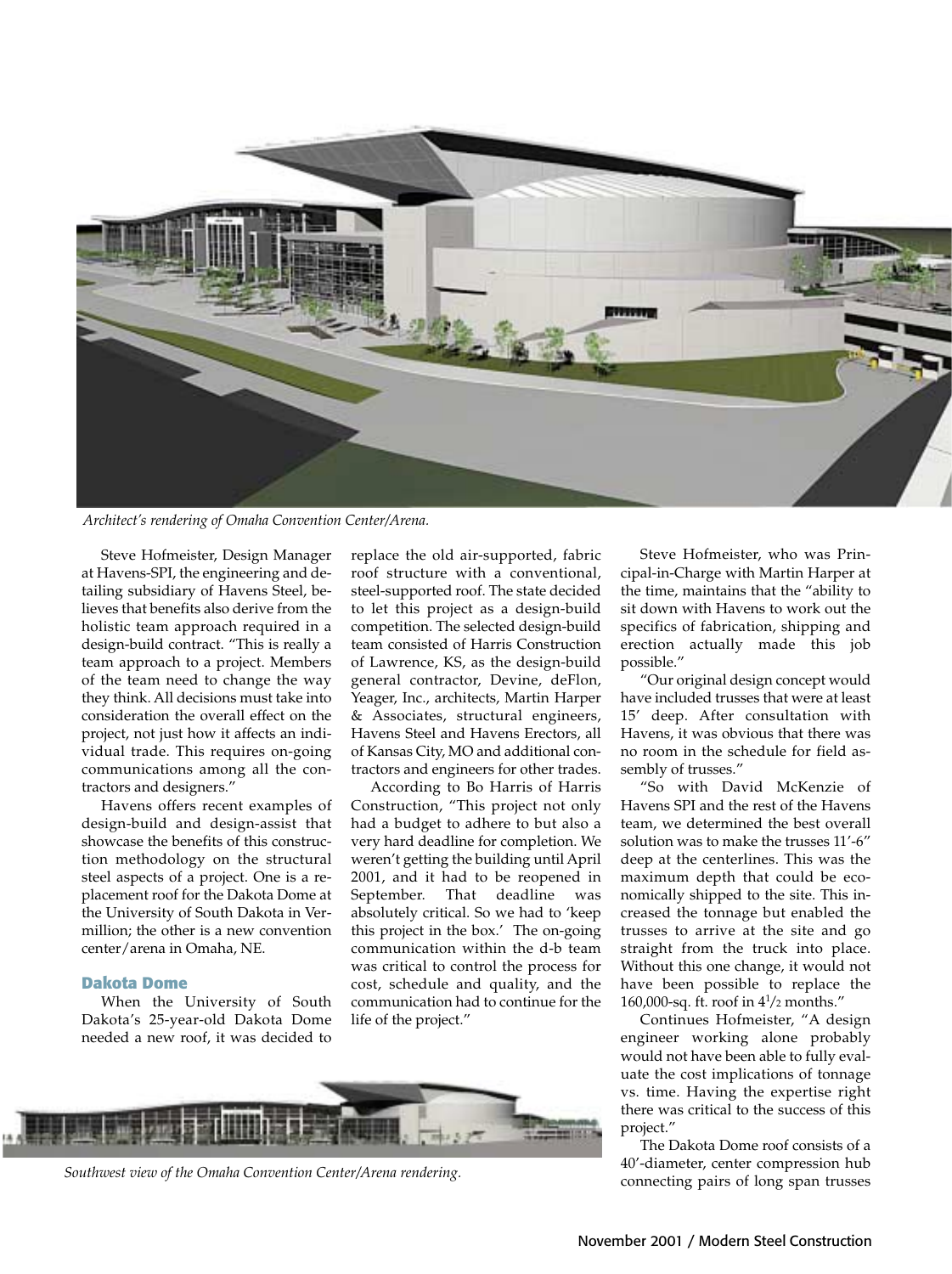*Architect's rendering of Omaha Convention Center/Arena.*

Steve Hofmeister, Design Manager at Havens-SPI, the engineering and detailing subsidiary of Havens Steel, believes that benefits also derive from the holistic team approach required in a design-build contract. "This is really a team approach to a project. Members of the team need to change the way they think. All decisions must take into consideration the overall effect on the project, not just how it affects an individual trade. This requires on-going communications among all the contractors and designers."

Havens offers recent examples of design-build and design-assist that showcase the benefits of this construction methodology on the structural steel aspects of a project. One is a replacement roof for the Dakota Dome at the University of South Dakota in Vermillion; the other is a new convention center/arena in Omaha, NE.

## Dakota Dome

When the University of South Dakota's 25-year-old Dakota Dome needed a new roof, it was decided to replace the old air-supported, fabric roof structure with a conventional, steel-supported roof. The state decided to let this project as a design-build competition. The selected design-build team consisted of Harris Construction of Lawrence, KS, as the design-build general contractor, Devine, deFlon, Yeager, Inc., architects, Martin Harper & Associates, structural engineers, Havens Steel and Havens Erectors, all of Kansas City, MO and additional contractors and engineers for other trades.

According to Bo Harris of Harris Construction, "This project not only had a budget to adhere to but also a very hard deadline for completion. We weren't getting the building until April 2001, and it had to be reopened in September. That deadline was absolutely critical. So we had to 'keep this project in the box.' The on-going communication within the d-b team was critical to control the process for cost, schedule and quality, and the communication had to continue for the life of the project."

Steve Hofmeister, who was Principal-in-Charge with Martin Harper at the time, maintains that the "ability to sit down with Havens to work out the specifics of fabrication, shipping and erection actually made this job possible."

"Our original design concept would have included trusses that were at least 15' deep. After consultation with Havens, it was obvious that there was no room in the schedule for field assembly of trusses."

"So with David McKenzie of Havens SPI and the rest of the Havens team, we determined the best overall solution was to make the trusses 11'-6" deep at the centerlines. This was the maximum depth that could be economically shipped to the site. This increased the tonnage but enabled the trusses to arrive at the site and go straight from the truck into place. Without this one change, it would not have been possible to replace the 160,000-sq. ft. roof in 4½ months."

Continues Hofmeister, "A design engineer working alone probably would not have been able to fully evaluate the cost implications of tonnage vs. time. Having the expertise right there was critical to the success of this project."

The Dakota Dome roof consists of a 40'-diameter, center compression hub connecting pairs of long span trusses

*Southwest view of the Omaha Convention Center/Arena rendering.*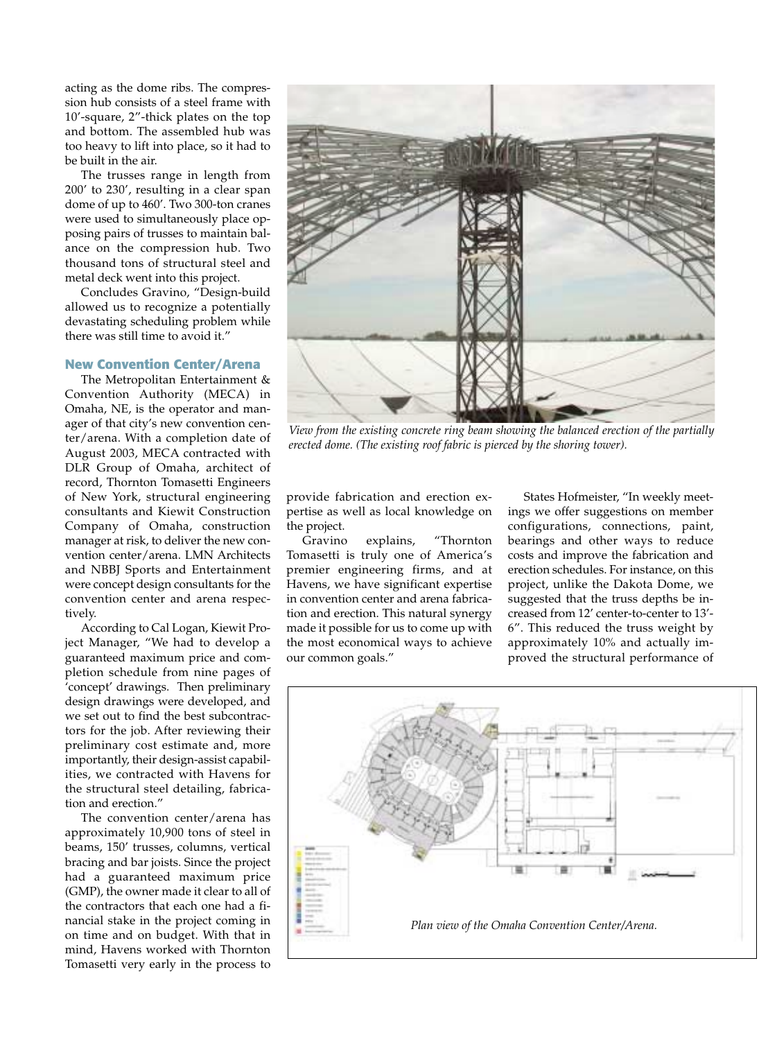acting as the dome ribs. The compression hub consists of a steel frame with 10'-square, 2"-thick plates on the top and bottom. The assembled hub was too heavy to lift into place, so it had to be built in the air.

The trusses range in length from 200' to 230', resulting in a clear span dome of up to 460'. Two 300-ton cranes were used to simultaneously place opposing pairs of trusses to maintain balance on the compression hub. Two thousand tons of structural steel and metal deck went into this project.

Concludes Gravino, "Design-build allowed us to recognize a potentially devastating scheduling problem while there was still time to avoid it."

*View from the existing concrete ring beam showing the balanced erection of the partially erected dome. (The existing roof fabric is pierced by the shoring tower).*

## New Convention Center/Arena

The Metropolitan Entertainment & Convention Authority (MECA) in Omaha, NE, is the operator and manager of that city's new convention center/arena. With a completion date of August 2003, MECA contracted with DLR Group of Omaha, architect of record, Thornton Tomasetti Engineers of New York, structural engineering consultants and Kiewit Construction Company of Omaha, construction manager at risk, to deliver the new convention center/arena. LMN Architects and NBBJ Sports and Entertainment were concept design consultants for the convention center and arena respectively.

According to Cal Logan, Kiewit Project Manager, "We had to develop a guaranteed maximum price and completion schedule from nine pages of 'concept' drawings. Then preliminary design drawings were developed, and we set out to find the best subcontractors for the job. After reviewing their preliminary cost estimate and, more importantly, their design-assist capabilities, we contracted with Havens for the structural steel detailing, fabrication and erection."

The convention center/arena has approximately 10,900 tons of steel in beams, 150' trusses, columns, vertical bracing and bar joists. Since the project had a guaranteed maximum price (GMP), the owner made it clear to all of the contractors that each one had a financial stake in the project coming in on time and on budget. With that in mind, Havens worked with Thornton Tomasetti very early in the process to provide fabrication and erection expertise as well as local knowledge on the project.

Gravino explains, "Thornton Tomasetti is truly one of America's premier engineering firms, and at Havens, we have significant expertise in convention center and arena fabrication and erection. This natural synergy made it possible for us to come up with the most economical ways to achieve our common goals."

States Hofmeister, "In weekly meetings we offer suggestions on member configurations, connections, paint, bearings and other ways to reduce costs and improve the fabrication and erection schedules. For instance, on this project, unlike the Dakota Dome, we suggested that the truss depths be increased from 12' center-to-center to 13'-6". This reduced the truss weight by approximately 10% and actually improved the structural performance of

*Plan view of the Omaha Convention Center/Arena.*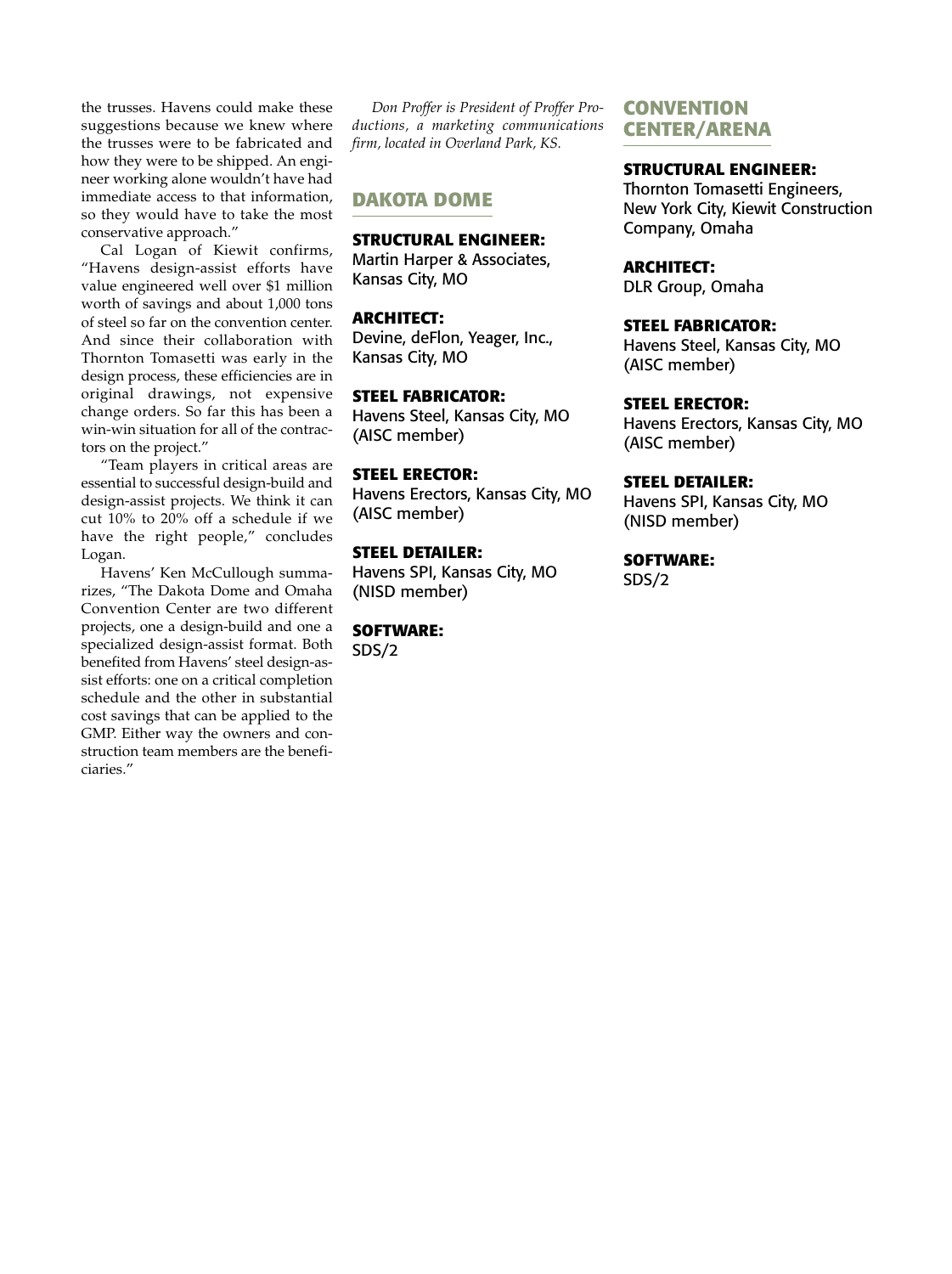the trusses. Havens could make these suggestions because we knew where the trusses were to be fabricated and how they were to be shipped. An engineer working alone wouldn't have had immediate access to that information, so they would have to take the most conservative approach."

Cal Logan of Kiewit confirms, "Havens design-assist efforts have value engineered well over $1 million worth of savings and about 1,000 tons of steel so far on the convention center. And since their collaboration with Thornton Tomasetti was early in the design process, these efficiencies are in original drawings, not expensive change orders. So far this has been a win-win situation for all of the contractors on the project."

"Team players in critical areas are essential to successful design-build and design-assist projects. We think it can cut 10% to 20% off a schedule if we have the right people," concludes Logan.

Havens' Ken McCullough summarizes, "The Dakota Dome and Omaha Convention Center are two different projects, one a design-build and one a specialized design-assist format. Both benefited from Havens' steel design-assist efforts: one on a critical completion schedule and the other in substantial cost savings that can be applied to the GMP. Either way the owners and construction team members are the beneficiaries."

*Don Proffer is President of Proffer Productions, a marketing communications firm, located in Overland Park, KS.*

## DAKOTA DOME

**STRUCTURAL ENGINEER:**
Martin Harper & Associates, Kansas City, MO

**ARCHITECT:**
Devine, deFlon, Yeager, Inc., Kansas City, MO

**STEEL FABRICATOR:**
Havens Steel, Kansas City, MO (AISC member)

**STEEL ERECTOR:**
Havens Erectors, Kansas City, MO (AISC member)

**STEEL DETAILER:**
Havens SPI, Kansas City, MO (NISD member)

**SOFTWARE:**
SDS/2

## CONVENTION CENTER/ARENA

**STRUCTURAL ENGINEER:**
Thornton Tomasetti Engineers, New York City, Kiewit Construction Company, Omaha

**ARCHITECT:**
DLR Group, Omaha

**STEEL FABRICATOR:**
Havens Steel, Kansas City, MO (AISC member)

**STEEL ERECTOR:**
Havens Erectors, Kansas City, MO (AISC member)

**STEEL DETAILER:**
Havens SPI, Kansas City, MO (NISD member)

**SOFTWARE:**
SDS/2